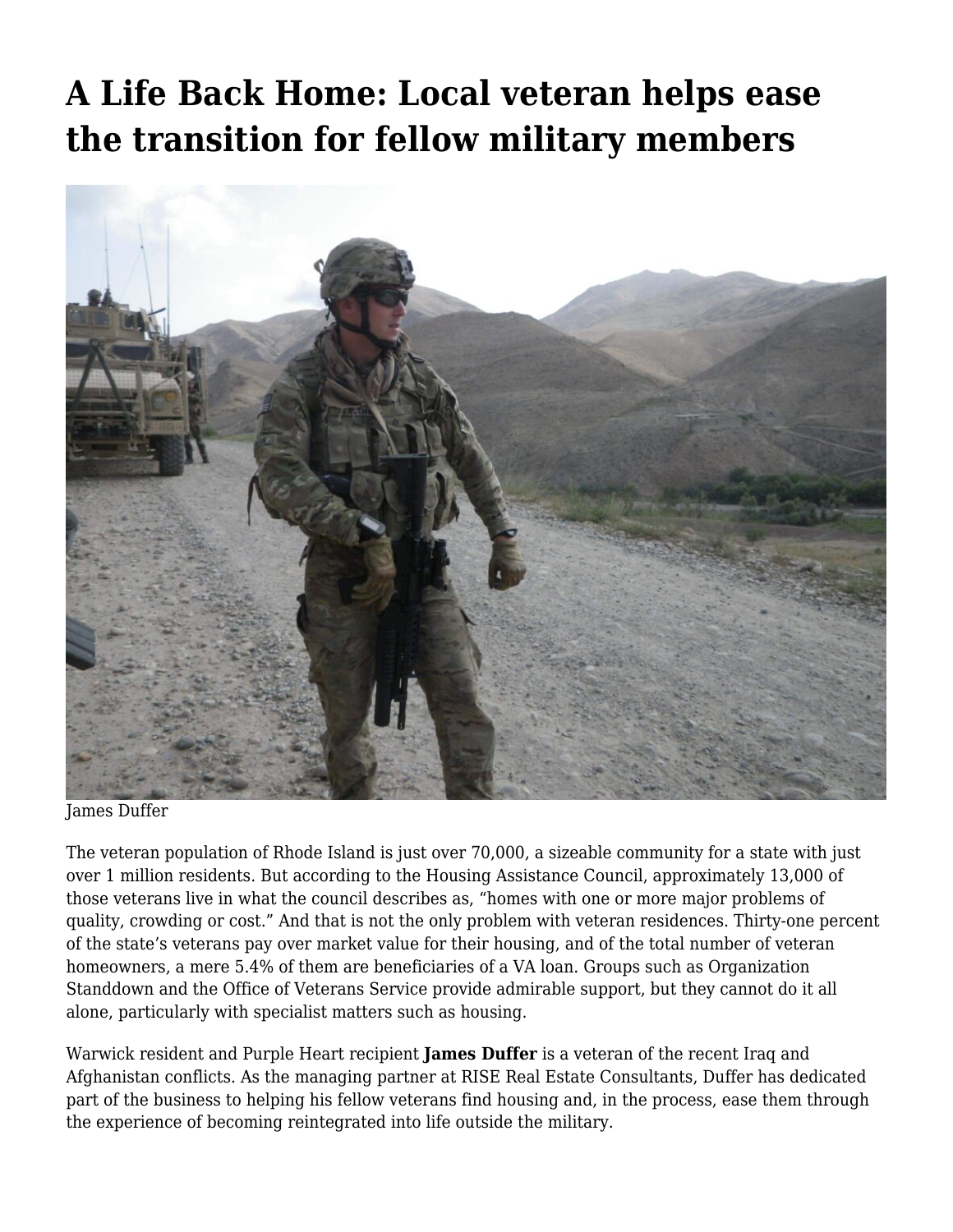# A Life Back Home: Local veteran helps ease the transition for fellow military members

James Duffer

The veteran population of Rhode Island is just over 70,000, a sizeable community for a state with just over 1 million residents. But according to the Housing Assistance Council, approximately 13,000 of those veterans live in what the council describes as, "homes with one or more major problems of quality, crowding or cost." And that is not the only problem with veteran residences. Thirty-one percent of the state's veterans pay over market value for their housing, and of the total number of veteran homeowners, a mere 5.4% of them are beneficiaries of a VA loan. Groups such as Organization Standdown and the Office of Veterans Service provide admirable support, but they cannot do it all alone, particularly with specialist matters such as housing.

Warwick resident and Purple Heart recipient **James Duffer** is a veteran of the recent Iraq and Afghanistan conflicts. As the managing partner at RISE Real Estate Consultants, Duffer has dedicated part of the business to helping his fellow veterans find housing and, in the process, ease them through the experience of becoming reintegrated into life outside the military.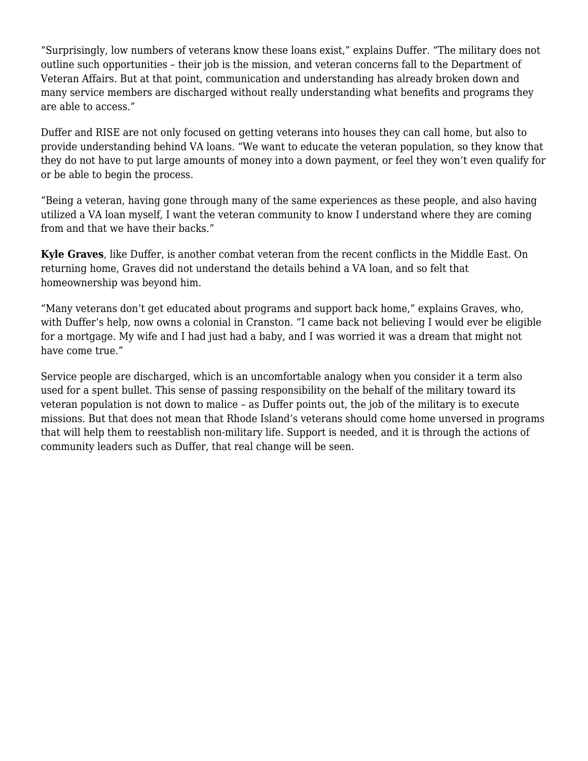“Surprisingly, low numbers of veterans know these loans exist,” explains Duffer. “The military does not outline such opportunities – their job is the mission, and veteran concerns fall to the Department of Veteran Affairs. But at that point, communication and understanding has already broken down and many service members are discharged without really understanding what benefits and programs they are able to access.”

Duffer and RISE are not only focused on getting veterans into houses they can call home, but also to provide understanding behind VA loans. “We want to educate the veteran population, so they know that they do not have to put large amounts of money into a down payment, or feel they won’t even qualify for or be able to begin the process.

“Being a veteran, having gone through many of the same experiences as these people, and also having utilized a VA loan myself, I want the veteran community to know I understand where they are coming from and that we have their backs.”

**Kyle Graves**, like Duffer, is another combat veteran from the recent conflicts in the Middle East. On returning home, Graves did not understand the details behind a VA loan, and so felt that homeownership was beyond him.

“Many veterans don’t get educated about programs and support back home,” explains Graves, who, with Duffer’s help, now owns a colonial in Cranston. “I came back not believing I would ever be eligible for a mortgage. My wife and I had just had a baby, and I was worried it was a dream that might not have come true.”

Service people are discharged, which is an uncomfortable analogy when you consider it a term also used for a spent bullet. This sense of passing responsibility on the behalf of the military toward its veteran population is not down to malice – as Duffer points out, the job of the military is to execute missions. But that does not mean that Rhode Island’s veterans should come home unversed in programs that will help them to reestablish non-military life. Support is needed, and it is through the actions of community leaders such as Duffer, that real change will be seen.